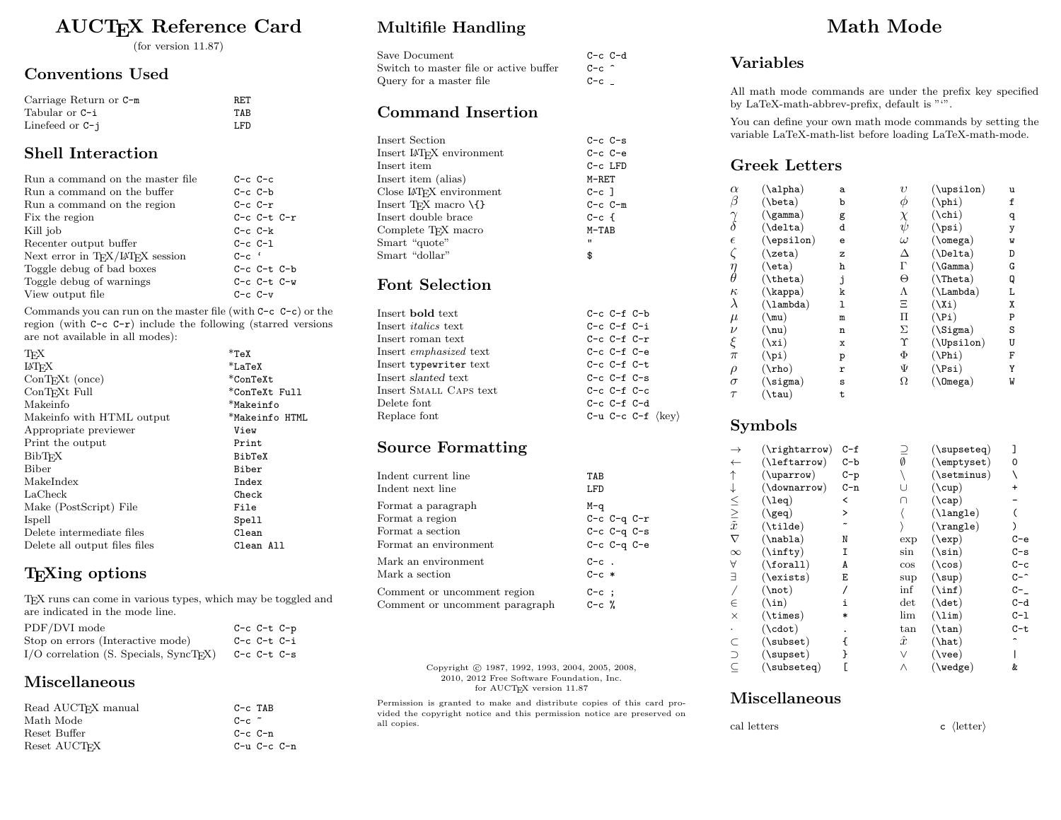# AUCTEX Reference Card

(for version 11.87)

## Conventions Used

| | |
|---|---|
| Carriage Return or `C-m` | `RET` |
| Tabular or `C-i` | `TAB` |
| Linefeed or `C-j` | `LFD` |

## Shell Interaction

| | |
|---|---|
| Run a command on the master file | `C-c C-c` |
| Run a command on the buffer | `C-c C-b` |
| Run a command on the region | `C-c C-r` |
| Fix the region | `C-c C-t C-r` |
| Kill job | `C-c C-k` |
| Recenter output buffer | `C-c C-l` |
| Next error in TEX/LATEX session | `` C-c ` `` |
| Toggle debug of bad boxes | `C-c C-t C-b` |
| Toggle debug of warnings | `C-c C-t C-w` |
| View output file | `C-c C-v` |

Commands you can run on the master file (with `C-c C-c`) or the region (with `C-c C-r`) include the following (starred versions are not available in all modes):

| | |
|---|---|
| TEX | `*TeX` |
| LATEX | `*LaTeX` |
| ConTEXt (once) | `*ConTeXt` |
| ConTEXt Full | `*ConTeXt Full` |
| Makeinfo | `*Makeinfo` |
| Makeinfo with HTML output | `*Makeinfo HTML` |
| Appropriate previewer | `View` |
| Print the output | `Print` |
| BibTEX | `BibTeX` |
| Biber | `Biber` |
| MakeIndex | `Index` |
| LaCheck | `Check` |
| Make (PostScript) File | `File` |
| Ispell | `Spell` |
| Delete intermediate files | `Clean` |
| Delete all output files files | `Clean All` |

## TEXing options

TEX runs can come in various types, which may be toggled and are indicated in the mode line.

| | |
|---|---|
| PDF/DVI mode | `C-c C-t C-p` |
| Stop on errors (Interactive mode) | `C-c C-t C-i` |
| I/O correlation (S. Specials, SyncTEX) | `C-c C-t C-s` |

## Miscellaneous

| | |
|---|---|
| Read AUCTEX manual | `C-c TAB` |
| Math Mode | `C-c ~` |
| Reset Buffer | `C-c C-n` |
| Reset AUCTEX | `C-u C-c C-n` |

## Multifile Handling

| | |
|---|---|
| Save Document | `C-c C-d` |
| Switch to master file or active buffer | `C-c ^` |
| Query for a master file | `C-c _` |

## Command Insertion

| | |
|---|---|
| Insert Section | `C-c C-s` |
| Insert LATEX environment | `C-c C-e` |
| Insert item | `C-c LFD` |
| Insert item (alias) | `M-RET` |
| Close LATEX environment | `C-c ]` |
| Insert TEX macro `\{}` | `C-c C-m` |
| Insert double brace | `C-c {` |
| Complete TEX macro | `M-TAB` |
| Smart "quote" | `"` |
| Smart "dollar" | `$` |

## Font Selection

| | |
|---|---|
| Insert **bold** text | `C-c C-f C-b` |
| Insert *italics* text | `C-c C-f C-i` |
| Insert roman text | `C-c C-f C-r` |
| Insert *emphasized* text | `C-c C-f C-e` |
| Insert `typewriter` text | `C-c C-f C-t` |
| Insert *slanted* text | `C-c C-f C-s` |
| Insert SMALL CAPS text | `C-c C-f C-c` |
| Delete font | `C-c C-f C-d` |
| Replace font | `C-u C-c C-f` ⟨key⟩ |

## Source Formatting

| | |
|---|---|
| Indent current line | `TAB` |
| Indent next line | `LFD` |
| Format a paragraph | `M-q` |
| Format a region | `C-c C-q C-r` |
| Format a section | `C-c C-q C-s` |
| Format an environment | `C-c C-q C-e` |
| Mark an environment | `C-c .` |
| Mark a section | `C-c *` |
| Comment or uncomment region | `C-c ;` |
| Comment or uncomment paragraph | `C-c %` |

Copyright © 1987, 1992, 1993, 2004, 2005, 2008, 2010, 2012 Free Software Foundation, Inc. for AUCTEX version 11.87

Permission is granted to make and distribute copies of this card provided the copyright notice and this permission notice are preserved on all copies.

# Math Mode

## Variables

All math mode commands are under the prefix key specified by LaTeX-math-abbrev-prefix, default is "`".

You can define your own math mode commands by setting the variable LaTeX-math-list before loading LaTeX-math-mode.

## Greek Letters

| | | | | | |
|---|---|---|---|---|---|
| $\alpha$ | (`\alpha`) | `a` | $\upsilon$ | (`\upsilon`) | `u` |
| $\beta$ | (`\beta`) | `b` | $\phi$ | (`\phi`) | `f` |
| $\gamma$ | (`\gamma`) | `g` | $\chi$ | (`\chi`) | `q` |
| $\delta$ | (`\delta`) | `d` | $\psi$ | (`\psi`) | `y` |
| $\epsilon$ | (`\epsilon`) | `e` | $\omega$ | (`\omega`) | `w` |
| $\zeta$ | (`\zeta`) | `z` | $\Delta$ | (`\Delta`) | `D` |
| $\eta$ | (`\eta`) | `h` | $\Gamma$ | (`\Gamma`) | `G` |
| $\theta$ | (`\theta`) | `j` | $\Theta$ | (`\Theta`) | `Q` |
| $\kappa$ | (`\kappa`) | `k` | $\Lambda$ | (`\Lambda`) | `L` |
| $\lambda$ | (`\lambda`) | `l` | $\Xi$ | (`\Xi`) | `X` |
| $\mu$ | (`\mu`) | `m` | $\Pi$ | (`\Pi`) | `P` |
| $\nu$ | (`\nu`) | `n` | $\Sigma$ | (`\Sigma`) | `S` |
| $\xi$ | (`\xi`) | `x` | $\Upsilon$ | (`\Upsilon`) | `U` |
| $\pi$ | (`\pi`) | `p` | $\Phi$ | (`\Phi`) | `F` |
| $\rho$ | (`\rho`) | `r` | $\Psi$ | (`\Psi`) | `Y` |
| $\sigma$ | (`\sigma`) | `s` | $\Omega$ | (`\Omega`) | `W` |
| $\tau$ | (`\tau`) | `t` | | | |

## Symbols

| | | | | | |
|---|---|---|---|---|---|
| $\rightarrow$ | (`\rightarrow`) | `C-f` | $\supseteq$ | (`\supseteq`) | `]` |
| $\leftarrow$ | (`\leftarrow`) | `C-b` | $\emptyset$ | (`\emptyset`) | `0` |
| $\uparrow$ | (`\uparrow`) | `C-p` | $\setminus$ | (`\setminus`) | `\` |
| $\downarrow$ | (`\downarrow`) | `C-n` | $\cup$ | (`\cup`) | `+` |
| $\leq$ | (`\leq`) | `<` | $\cap$ | (`\cap`) | `-` |
| $\geq$ | (`\geq`) | `>` | $\langle$ | (`\langle`) | `(` |
| $\tilde{x}$ | (`\tilde`) | `~` | $\rangle$ | (`\rangle`) | `)` |
| $\nabla$ | (`\nabla`) | `N` | $\exp$ | (`\exp`) | `C-e` |
| $\infty$ | (`\infty`) | `I` | $\sin$ | (`\sin`) | `C-s` |
| $\forall$ | (`\forall`) | `A` | $\cos$ | (`\cos`) | `C-c` |
| $\exists$ | (`\exists`) | `E` | $\sup$ | (`\sup`) | `C-^` |
| $/$ | (`\not`) | `/` | $\inf$ | (`\inf`) | `C-_` |
| $\in$ | (`\in`) | `i` | $\det$ | (`\det`) | `C-d` |
| $\times$ | (`\times`) | `*` | $\lim$ | (`\lim`) | `C-l` |
| $\cdot$ | (`\cdot`) | `.` | $\tan$ | (`\tan`) | `C-t` |
| $\subset$ | (`\subset`) | `{` | $\hat{x}$ | (`\hat`) | `^` |
| $\supset$ | (`\supset`) | `}` | $\vee$ | (`\vee`) | `|` |
| $\subseteq$ | (`\subseteq`) | `[` | $\wedge$ | (`\wedge`) | `&` |

## Miscellaneous

| | |
|---|---|
| cal letters | `c` ⟨letter⟩ |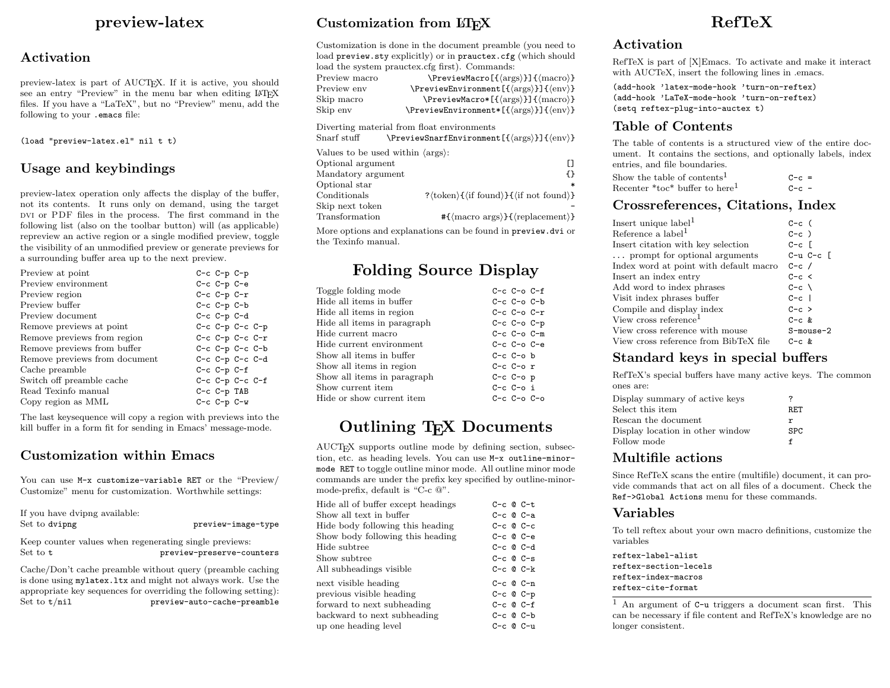# preview-latex

## Activation

preview-latex is part of AUCTEX. If it is active, you should see an entry "Preview" in the menu bar when editing LaTeX files. If you have a "LaTeX", but no "Preview" menu, add the following to your .emacs file:

```
(load "preview-latex.el" nil t t)
```

## Usage and keybindings

preview-latex operation only affects the display of the buffer, not its contents. It runs only on demand, using the target DVI or PDF files in the process. The first command in the following list (also on the toolbar button) will (as applicable) repreview an active region or a single modified preview, toggle the visibility of an unmodified preview or generate previews for a surrounding buffer area up to the next preview.

| | |
|---|---|
| Preview at point | C-c C-p C-p |
| Preview environment | C-c C-p C-e |
| Preview region | C-c C-p C-r |
| Preview buffer | C-c C-p C-b |
| Preview document | C-c C-p C-d |
| Remove previews at point | C-c C-p C-c C-p |
| Remove previews from region | C-c C-p C-c C-r |
| Remove previews from buffer | C-c C-p C-c C-b |
| Remove previews from document | C-c C-p C-c C-d |
| Cache preamble | C-c C-p C-f |
| Switch off preamble cache | C-c C-p C-c C-f |
| Read Texinfo manual | C-c C-p TAB |
| Copy region as MML | C-c C-p C-w |

The last keysequence will copy a region with previews into the kill buffer in a form fit for sending in Emacs' message-mode.

## Customization within Emacs

You can use `M-x customize-variable RET` or the "Preview/Customize" menu for customization. Worthwhile settings:

If you have dvipng available:
Set to `dvipng` — `preview-image-type`

Keep counter values when regenerating single previews:
Set to `t` — `preview-preserve-counters`

Cache/Don't cache preamble without query (preamble caching is done using `mylatex.ltx` and might not always work. Use the appropriate key sequences for overriding the following setting):
Set to `t/nil` — `preview-auto-cache-preamble`

## Customization from LaTeX

Customization is done in the document preamble (you need to load `preview.sty` explicitly) or in `prauctex.cfg` (which should load the system prauctex.cfg first). Commands:

| | |
|---|---|
| Preview macro | \PreviewMacro[{⟨args⟩}]{⟨macro⟩} |
| Preview env | \PreviewEnvironment[{⟨args⟩}]{⟨env⟩} |
| Skip macro | \PreviewMacro*[{⟨args⟩}]{⟨macro⟩} |
| Skip env | \PreviewEnvironment*[{⟨args⟩}]{⟨env⟩} |

Diverting material from float environments
Snarf stuff — \PreviewSnarfEnvironment[{⟨args⟩}]{⟨env⟩}

Values to be used within ⟨args⟩:

| | |
|---|---|
| Optional argument | [] |
| Mandatory argument | {} |
| Optional star | * |
| Conditionals | ?⟨token⟩{⟨if found⟩}{⟨if not found⟩} |
| Skip next token | - |
| Transformation | #{⟨macro args⟩}{⟨replacement⟩} |

More options and explanations can be found in `preview.dvi` or the Texinfo manual.

# Folding Source Display

| | |
|---|---|
| Toggle folding mode | C-c C-o C-f |
| Hide all items in buffer | C-c C-o C-b |
| Hide all items in region | C-c C-o C-r |
| Hide all items in paragraph | C-c C-o C-p |
| Hide current macro | C-c C-o C-m |
| Hide current environment | C-c C-o C-e |
| Show all items in buffer | C-c C-o b |
| Show all items in region | C-c C-o r |
| Show all items in paragraph | C-c C-o p |
| Show current item | C-c C-o i |
| Hide or show current item | C-c C-o C-o |

# Outlining TEX Documents

AUCTEX supports outline mode by defining section, subsection, etc. as heading levels. You can use `M-x outline-minor-mode RET` to toggle outline minor mode. All outline minor mode commands are under the prefix key specified by outline-minor-mode-prefix, default is "C-c @".

| | |
|---|---|
| Hide all of buffer except headings | C-c @ C-t |
| Show all text in buffer | C-c @ C-a |
| Hide body following this heading | C-c @ C-c |
| Show body following this heading | C-c @ C-e |
| Hide subtree | C-c @ C-d |
| Show subtree | C-c @ C-s |
| All subheadings visible | C-c @ C-k |
| next visible heading | C-c @ C-n |
| previous visible heading | C-c @ C-p |
| forward to next subheading | C-c @ C-f |
| backward to next subheading | C-c @ C-b |
| up one heading level | C-c @ C-u |

# RefTeX

## Activation

RefTeX is part of [X]Emacs. To activate and make it interact with AUCTeX, insert the following lines in .emacs.

```
(add-hook 'latex-mode-hook 'turn-on-reftex)
(add-hook 'LaTeX-mode-hook 'turn-on-reftex)
(setq reftex-plug-into-auctex t)
```

## Table of Contents

The table of contents is a structured view of the entire document. It contains the sections, and optionally labels, index entries, and file boundaries.

| | |
|---|---|
| Show the table of contents[1] | C-c = |
| Recenter *toc* buffer to here[1] | C-c - |

## Crossreferences, Citations, Index

| | |
|---|---|
| Insert unique label[1] | C-c ( |
| Reference a label[1] | C-c ) |
| Insert citation with key selection | C-c [ |
| ... prompt for optional arguments | C-u C-c [ |
| Index word at point with default macro | C-c / |
| Insert an index entry | C-c < |
| Add word to index phrases | C-c \ |
| Visit index phrases buffer | C-c \| |
| Compile and display index | C-c > |
| View cross reference[1] | C-c & |
| View cross reference with mouse | S-mouse-2 |
| View cross reference from BibTeX file | C-c & |

## Standard keys in special buffers

RefTeX's special buffers have many active keys. The common ones are:

| | |
|---|---|
| Display summary of active keys | ? |
| Select this item | RET |
| Rescan the document | r |
| Display location in other window | SPC |
| Follow mode | f |

## Multifile actions

Since RefTeX scans the entire (multifile) document, it can provide commands that act on all files of a document. Check the `Ref->Global Actions` menu for these commands.

## Variables

To tell reftex about your own macro definitions, customize the variables

```
reftex-label-alist
reftex-section-lecels
reftex-index-macros
reftex-cite-format
```

[1] An argument of `C-u` triggers a document scan first. This can be necessary if file content and RefTeX's knowledge are no longer consistent.